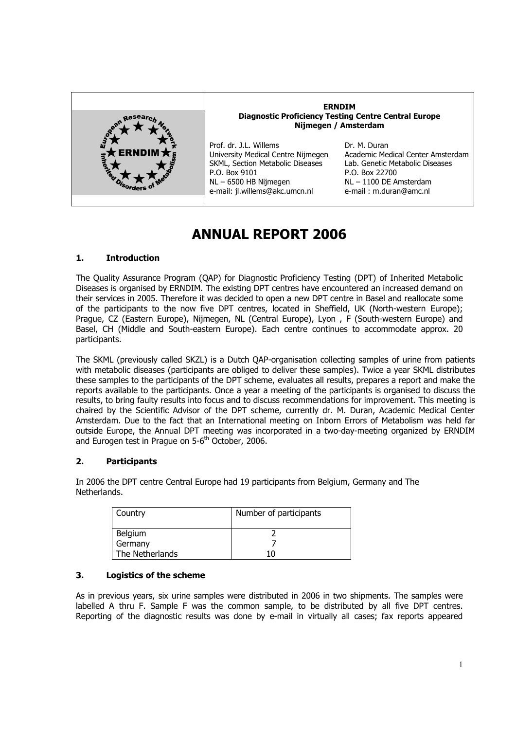**ERNDIM**
**Diagnostic Proficiency Testing Centre Central Europe**
**Nijmegen / Amsterdam**

Prof. dr. J.L. Willems
University Medical Centre Nijmegen
SKML, Section Metabolic Diseases
P.O. Box 9101
NL – 6500 HB Nijmegen
e-mail: jl.willems@akc.umcn.nl

Dr. M. Duran
Academic Medical Center Amsterdam
Lab. Genetic Metabolic Diseases
P.O. Box 22700
NL – 1100 DE Amsterdam
e-mail : m.duran@amc.nl

# ANNUAL REPORT 2006

## 1. Introduction

The Quality Assurance Program (QAP) for Diagnostic Proficiency Testing (DPT) of Inherited Metabolic Diseases is organised by ERNDIM. The existing DPT centres have encountered an increased demand on their services in 2005. Therefore it was decided to open a new DPT centre in Basel and reallocate some of the participants to the now five DPT centres, located in Sheffield, UK (North-western Europe); Prague, CZ (Eastern Europe), Nijmegen, NL (Central Europe), Lyon , F (South-western Europe) and Basel, CH (Middle and South-eastern Europe). Each centre continues to accommodate approx. 20 participants.

The SKML (previously called SKZL) is a Dutch QAP-organisation collecting samples of urine from patients with metabolic diseases (participants are obliged to deliver these samples). Twice a year SKML distributes these samples to the participants of the DPT scheme, evaluates all results, prepares a report and make the reports available to the participants. Once a year a meeting of the participants is organised to discuss the results, to bring faulty results into focus and to discuss recommendations for improvement. This meeting is chaired by the Scientific Advisor of the DPT scheme, currently dr. M. Duran, Academic Medical Center Amsterdam. Due to the fact that an International meeting on Inborn Errors of Metabolism was held far outside Europe, the Annual DPT meeting was incorporated in a two-day-meeting organized by ERNDIM and Eurogen test in Prague on 5-6th October, 2006.

## 2. Participants

In 2006 the DPT centre Central Europe had 19 participants from Belgium, Germany and The Netherlands.

| Country | Number of participants |
|---|---|
| Belgium | 2 |
| Germany | 7 |
| The Netherlands | 10 |

## 3. Logistics of the scheme

As in previous years, six urine samples were distributed in 2006 in two shipments. The samples were labelled A thru F. Sample F was the common sample, to be distributed by all five DPT centres. Reporting of the diagnostic results was done by e-mail in virtually all cases; fax reports appeared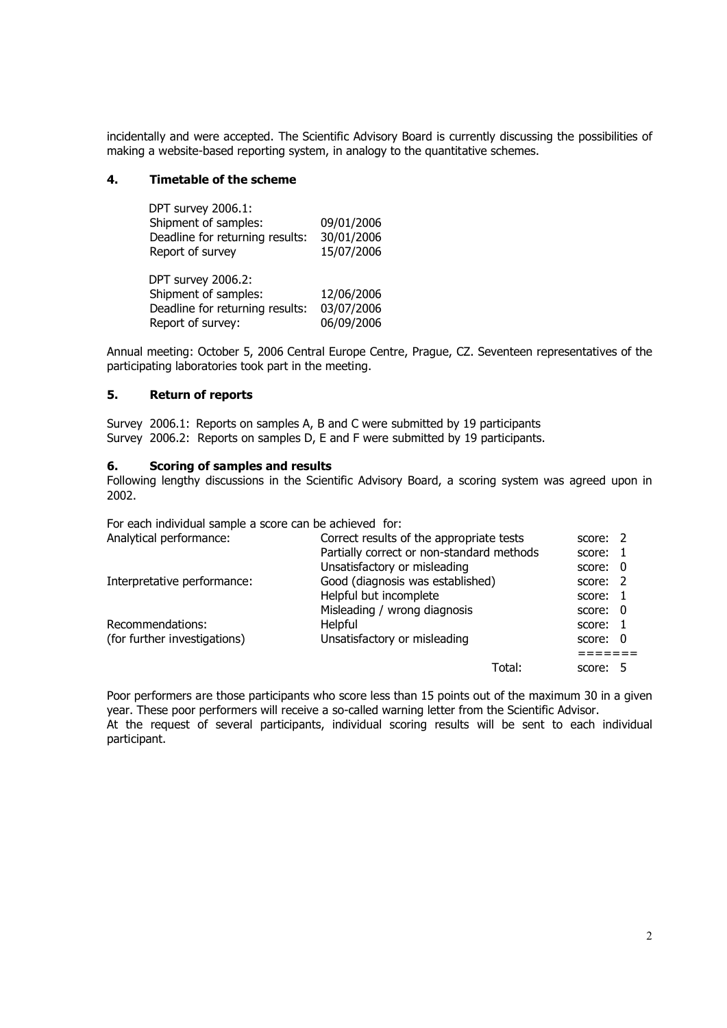incidentally and were accepted. The Scientific Advisory Board is currently discussing the possibilities of making a website-based reporting system, in analogy to the quantitative schemes.

## 4. Timetable of the scheme

DPT survey 2006.1:

| | |
|---|---|
| Shipment of samples: | 09/01/2006 |
| Deadline for returning results: | 30/01/2006 |
| Report of survey | 15/07/2006 |

DPT survey 2006.2:

| | |
|---|---|
| Shipment of samples: | 12/06/2006 |
| Deadline for returning results: | 03/07/2006 |
| Report of survey: | 06/09/2006 |

Annual meeting: October 5, 2006 Central Europe Centre, Prague, CZ. Seventeen representatives of the participating laboratories took part in the meeting.

## 5. Return of reports

Survey 2006.1: Reports on samples A, B and C were submitted by 19 participants
Survey 2006.2: Reports on samples D, E and F were submitted by 19 participants.

## 6. Scoring of samples and results

Following lengthy discussions in the Scientific Advisory Board, a scoring system was agreed upon in 2002.

For each individual sample a score can be achieved for:

| | | |
|---|---|---|
| Analytical performance: | Correct results of the appropriate tests | score: 2 |
| | Partially correct or non-standard methods | score: 1 |
| | Unsatisfactory or misleading | score: 0 |
| Interpretative performance: | Good (diagnosis was established) | score: 2 |
| | Helpful but incomplete | score: 1 |
| | Misleading / wrong diagnosis | score: 0 |
| Recommendations: | Helpful | score: 1 |
| (for further investigations) | Unsatisfactory or misleading | score: 0 |
| | | ======= |
| | Total: | score: 5 |

Poor performers are those participants who score less than 15 points out of the maximum 30 in a given year. These poor performers will receive a so-called warning letter from the Scientific Advisor.
At the request of several participants, individual scoring results will be sent to each individual participant.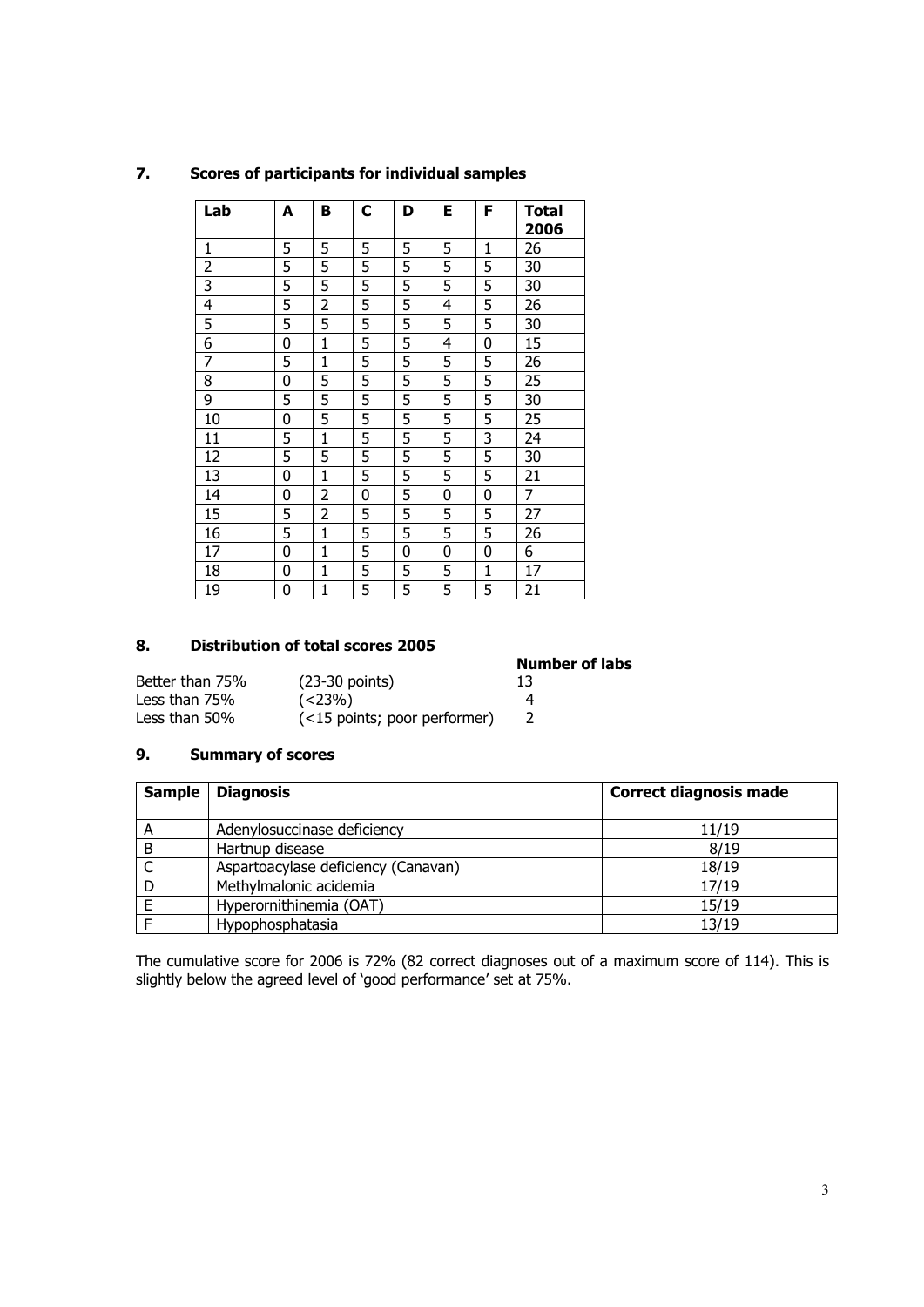## 7. Scores of participants for individual samples

| Lab | A | B | C | D | E | F | Total 2006 |
|---|---|---|---|---|---|---|---|
| 1 | 5 | 5 | 5 | 5 | 5 | 1 | 26 |
| 2 | 5 | 5 | 5 | 5 | 5 | 5 | 30 |
| 3 | 5 | 5 | 5 | 5 | 5 | 5 | 30 |
| 4 | 5 | 2 | 5 | 5 | 4 | 5 | 26 |
| 5 | 5 | 5 | 5 | 5 | 5 | 5 | 30 |
| 6 | 0 | 1 | 5 | 5 | 4 | 0 | 15 |
| 7 | 5 | 1 | 5 | 5 | 5 | 5 | 26 |
| 8 | 0 | 5 | 5 | 5 | 5 | 5 | 25 |
| 9 | 5 | 5 | 5 | 5 | 5 | 5 | 30 |
| 10 | 0 | 5 | 5 | 5 | 5 | 5 | 25 |
| 11 | 5 | 1 | 5 | 5 | 5 | 3 | 24 |
| 12 | 5 | 5 | 5 | 5 | 5 | 5 | 30 |
| 13 | 0 | 1 | 5 | 5 | 5 | 5 | 21 |
| 14 | 0 | 2 | 0 | 5 | 0 | 0 | 7 |
| 15 | 5 | 2 | 5 | 5 | 5 | 5 | 27 |
| 16 | 5 | 1 | 5 | 5 | 5 | 5 | 26 |
| 17 | 0 | 1 | 5 | 0 | 0 | 0 | 6 |
| 18 | 0 | 1 | 5 | 5 | 5 | 1 | 17 |
| 19 | 0 | 1 | 5 | 5 | 5 | 5 | 21 |

## 8. Distribution of total scores 2005

| | | Number of labs |
|---|---|---|
| Better than 75% | (23-30 points) | 13 |
| Less than 75% | (<23%) | 4 |
| Less than 50% | (<15 points; poor performer) | 2 |

## 9. Summary of scores

| Sample | Diagnosis | Correct diagnosis made |
|---|---|---|
| A | Adenylosuccinase deficiency | 11/19 |
| B | Hartnup disease | 8/19 |
| C | Aspartoacylase deficiency (Canavan) | 18/19 |
| D | Methylmalonic acidemia | 17/19 |
| E | Hyperornithinemia (OAT) | 15/19 |
| F | Hypophosphatasia | 13/19 |

The cumulative score for 2006 is 72% (82 correct diagnoses out of a maximum score of 114). This is slightly below the agreed level of 'good performance' set at 75%.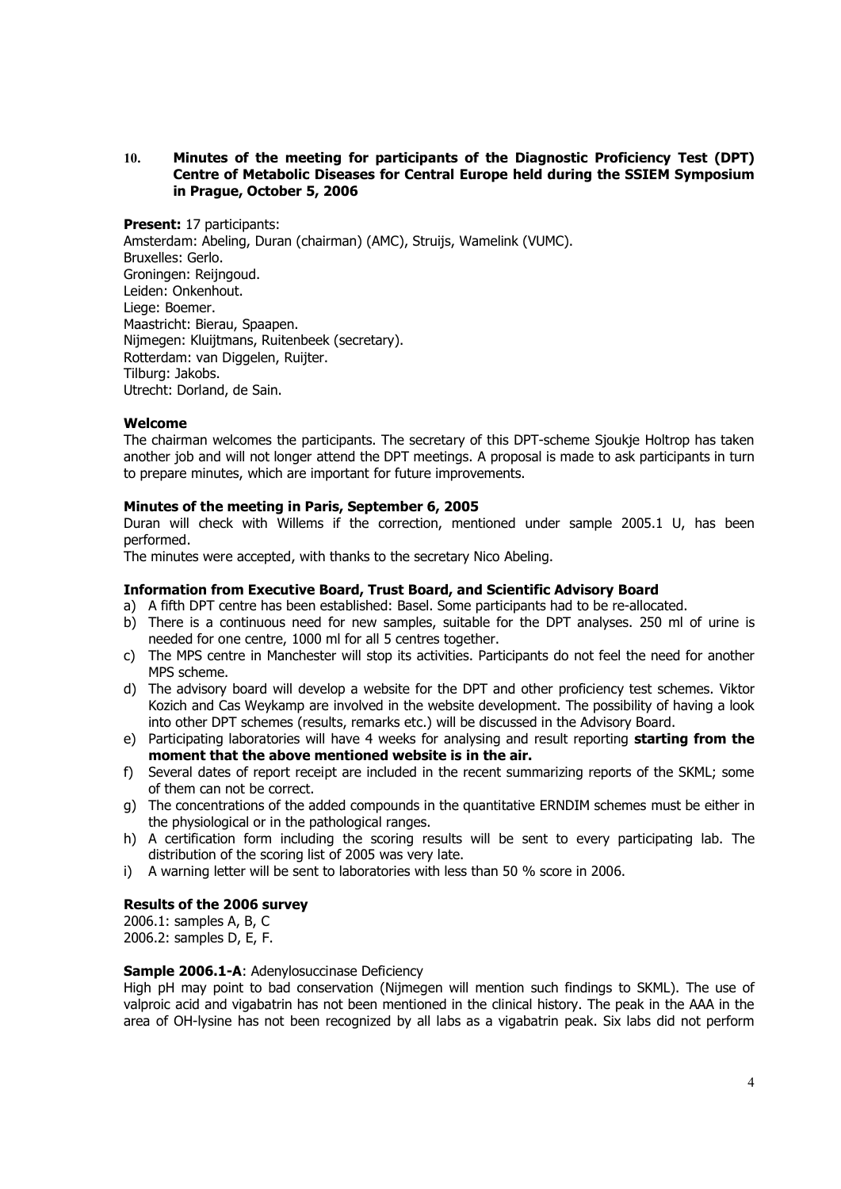## 10. Minutes of the meeting for participants of the Diagnostic Proficiency Test (DPT) Centre of Metabolic Diseases for Central Europe held during the SSIEM Symposium in Prague, October 5, 2006

**Present:** 17 participants:
Amsterdam: Abeling, Duran (chairman) (AMC), Struijs, Wamelink (VUMC).
Bruxelles: Gerlo.
Groningen: Reijngoud.
Leiden: Onkenhout.
Liege: Boemer.
Maastricht: Bierau, Spaapen.
Nijmegen: Kluijtmans, Ruitenbeek (secretary).
Rotterdam: van Diggelen, Ruijter.
Tilburg: Jakobs.
Utrecht: Dorland, de Sain.

**Welcome**

The chairman welcomes the participants. The secretary of this DPT-scheme Sjoukje Holtrop has taken another job and will not longer attend the DPT meetings. A proposal is made to ask participants in turn to prepare minutes, which are important for future improvements.

**Minutes of the meeting in Paris, September 6, 2005**

Duran will check with Willems if the correction, mentioned under sample 2005.1 U, has been performed.
The minutes were accepted, with thanks to the secretary Nico Abeling.

**Information from Executive Board, Trust Board, and Scientific Advisory Board**

a) A fifth DPT centre has been established: Basel. Some participants had to be re-allocated.
b) There is a continuous need for new samples, suitable for the DPT analyses. 250 ml of urine is needed for one centre, 1000 ml for all 5 centres together.
c) The MPS centre in Manchester will stop its activities. Participants do not feel the need for another MPS scheme.
d) The advisory board will develop a website for the DPT and other proficiency test schemes. Viktor Kozich and Cas Weykamp are involved in the website development. The possibility of having a look into other DPT schemes (results, remarks etc.) will be discussed in the Advisory Board.
e) Participating laboratories will have 4 weeks for analysing and result reporting **starting from the moment that the above mentioned website is in the air.**
f) Several dates of report receipt are included in the recent summarizing reports of the SKML; some of them can not be correct.
g) The concentrations of the added compounds in the quantitative ERNDIM schemes must be either in the physiological or in the pathological ranges.
h) A certification form including the scoring results will be sent to every participating lab. The distribution of the scoring list of 2005 was very late.
i) A warning letter will be sent to laboratories with less than 50 % score in 2006.

**Results of the 2006 survey**

2006.1: samples A, B, C
2006.2: samples D, E, F.

**Sample 2006.1-A**: Adenylosuccinase Deficiency

High pH may point to bad conservation (Nijmegen will mention such findings to SKML). The use of valproic acid and vigabatrin has not been mentioned in the clinical history. The peak in the AAA in the area of OH-lysine has not been recognized by all labs as a vigabatrin peak. Six labs did not perform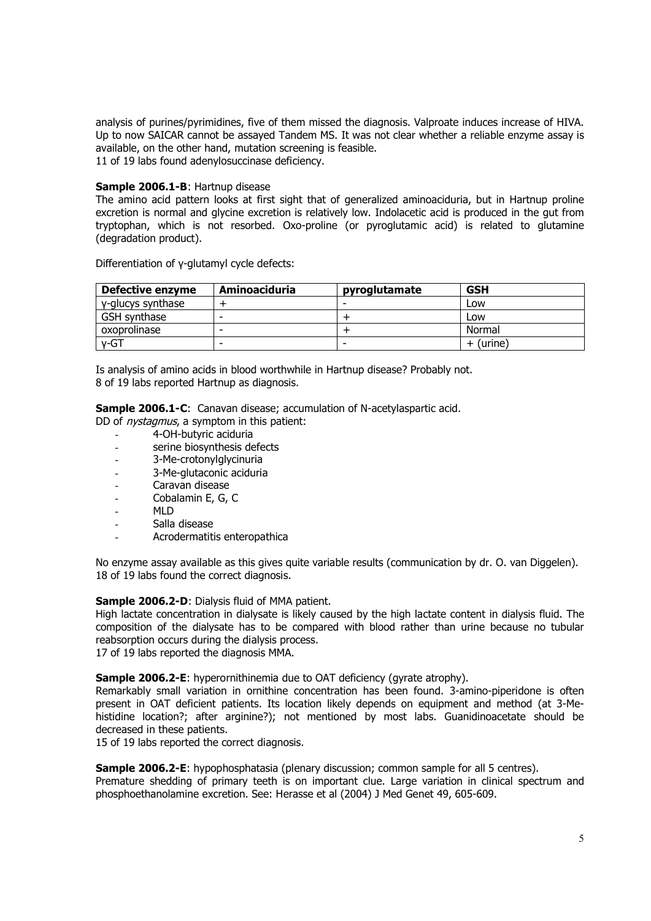analysis of purines/pyrimidines, five of them missed the diagnosis. Valproate induces increase of HIVA. Up to now SAICAR cannot be assayed Tandem MS. It was not clear whether a reliable enzyme assay is available, on the other hand, mutation screening is feasible.
11 of 19 labs found adenylosuccinase deficiency.

**Sample 2006.1-B**: Hartnup disease

The amino acid pattern looks at first sight that of generalized aminoaciduria, but in Hartnup proline excretion is normal and glycine excretion is relatively low. Indolacetic acid is produced in the gut from tryptophan, which is not resorbed. Oxo-proline (or pyroglutamic acid) is related to glutamine (degradation product).

Differentiation of γ-glutamyl cycle defects:

| Defective enzyme | Aminoaciduria | pyroglutamate | GSH |
|---|---|---|---|
| γ-glucys synthase | + | - | Low |
| GSH synthase | - | + | Low |
| oxoprolinase | - | + | Normal |
| γ-GT | - | - | + (urine) |

Is analysis of amino acids in blood worthwhile in Hartnup disease? Probably not.
8 of 19 labs reported Hartnup as diagnosis.

**Sample 2006.1-C**: Canavan disease; accumulation of N-acetylaspartic acid.
DD of *nystagmus*, a symptom in this patient:

- 4-OH-butyric aciduria
- serine biosynthesis defects
- 3-Me-crotonylglycinuria
- 3-Me-glutaconic aciduria
- Caravan disease
- Cobalamin E, G, C
- MLD
- Salla disease
- Acrodermatitis enteropathica

No enzyme assay available as this gives quite variable results (communication by dr. O. van Diggelen).
18 of 19 labs found the correct diagnosis.

**Sample 2006.2-D**: Dialysis fluid of MMA patient.

High lactate concentration in dialysate is likely caused by the high lactate content in dialysis fluid. The composition of the dialysate has to be compared with blood rather than urine because no tubular reabsorption occurs during the dialysis process.
17 of 19 labs reported the diagnosis MMA.

**Sample 2006.2-E**: hyperornithinemia due to OAT deficiency (gyrate atrophy).

Remarkably small variation in ornithine concentration has been found. 3-amino-piperidone is often present in OAT deficient patients. Its location likely depends on equipment and method (at 3-Me-histidine location?; after arginine?); not mentioned by most labs. Guanidinoacetate should be decreased in these patients.
15 of 19 labs reported the correct diagnosis.

**Sample 2006.2-E**: hypophosphatasia (plenary discussion; common sample for all 5 centres).

Premature shedding of primary teeth is on important clue. Large variation in clinical spectrum and phosphoethanolamine excretion. See: Herasse et al (2004) J Med Genet 49, 605-609.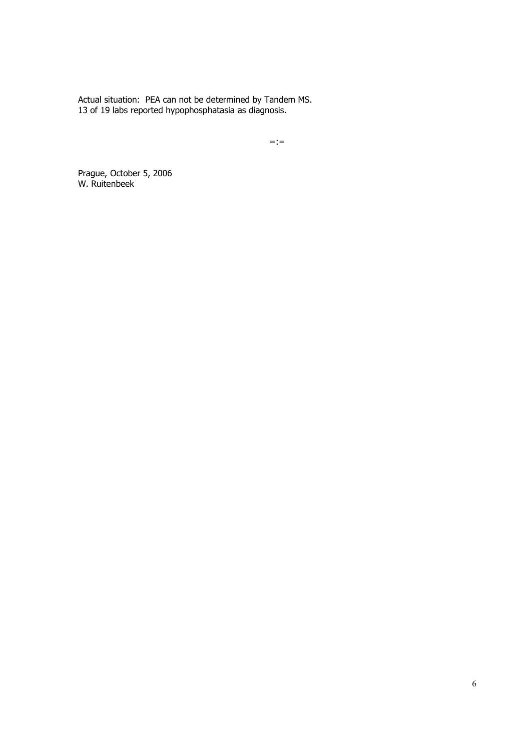Actual situation: PEA can not be determined by Tandem MS.
13 of 19 labs reported hypophosphatasia as diagnosis.

=:=

Prague, October 5, 2006
W. Ruitenbeek